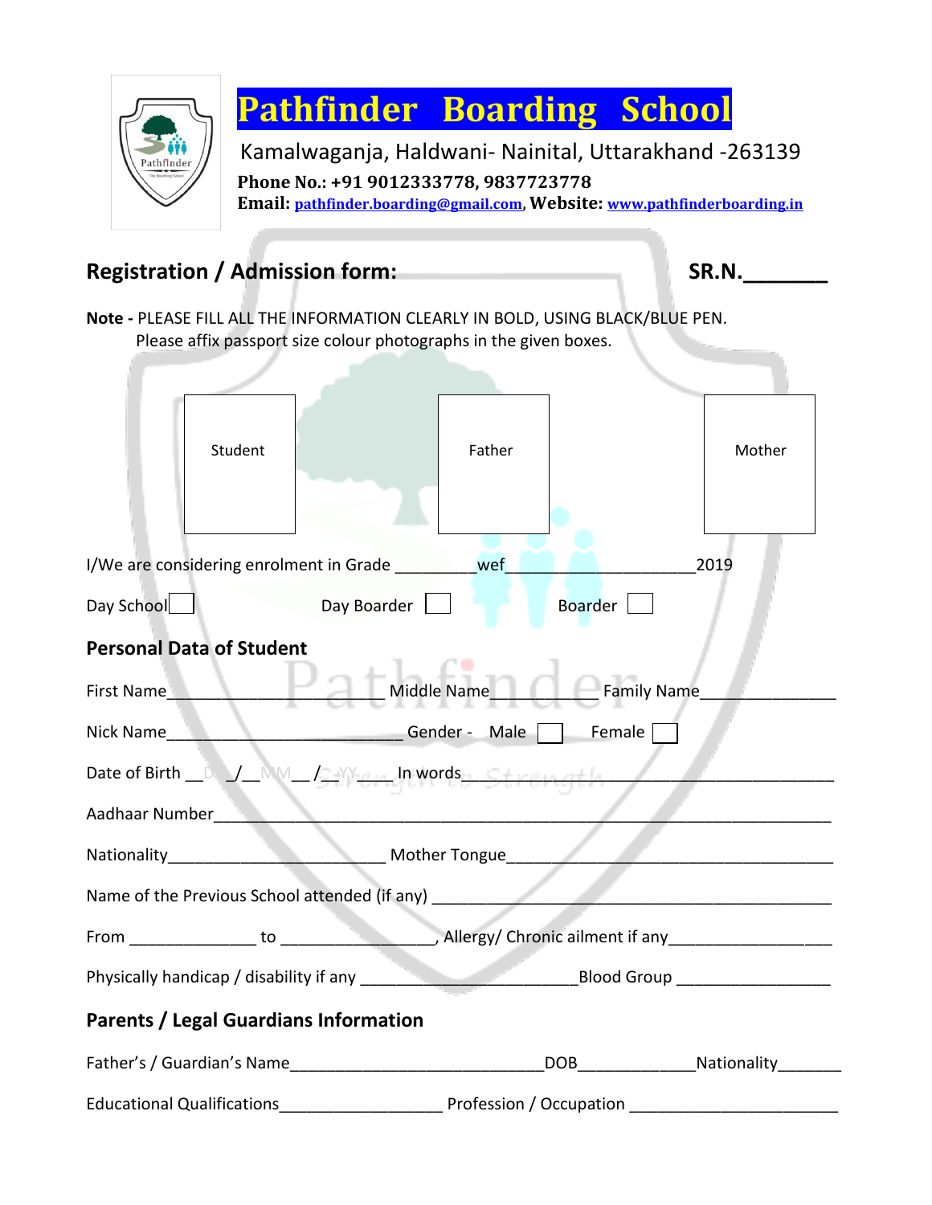# Pathfinder Boarding School

Kamalwaganja, Haldwani- Nainital, Uttarakhand -263139

**Phone No.: +91 9012333778, 9837723778**

**Email: pathfinder.boarding@gmail.com, Website: www.pathfinderboarding.in**

## Registration / Admission form: SR.N.______

**Note -** PLEASE FILL ALL THE INFORMATION CLEARLY IN BOLD, USING BLACK/BLUE PEN.
Please affix passport size colour photographs in the given boxes.

| Student | Father | Mother |
|---|---|---|

I/We are considering enrolment in Grade ________wef____________________2019

Day School ☐ Day Boarder ☐ Boarder ☐

### Personal Data of Student

First Name______________________ Middle Name__________ Family Name______________

Nick Name__________________________ Gender - Male ☐ Female ☐

Date of Birth __D__/__MM__/__YY__ In words_________________________________

Aadhaar Number_______________________________________________________________

Nationality________________________ Mother Tongue___________________________________

Name of the Previous School attended (if any) _____________________________________________

From _____________ to ________________, Allergy/ Chronic ailment if any_________________

Physically handicap / disability if any _______________________Blood Group ________________

### Parents / Legal Guardians Information

Father's / Guardian's Name___________________________DOB____________Nationality_______

Educational Qualifications_________________ Profession / Occupation ______________________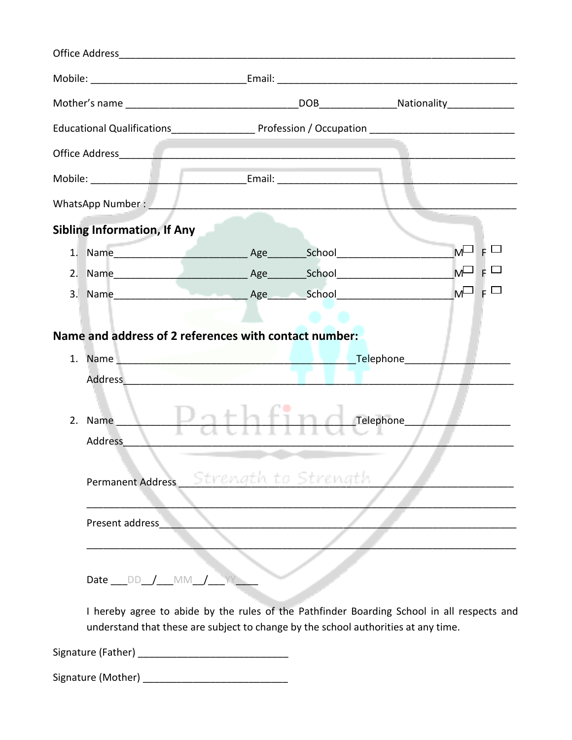Office Address_______________________________________________________________________

Mobile: ___________________________Email: ___________________________________________

Mother's name ______________________________DOB_____________Nationality____________

Educational Qualifications______________ Profession / Occupation ________________________

Office Address_______________________________________________________________________

Mobile: ___________________________Email: ___________________________________________

WhatsApp Number : ____________________________________________________________________

## Sibling Information, If Any

1. Name_______________________ Age______School____________________M☐ F ☐
2. Name_______________________ Age______School____________________M☐ F ☐
3. Name_______________________ Age______School____________________M☐ F ☐

## Name and address of 2 references with contact number:

1. Name ________________________________________Telephone___________________

   Address______________________________________________________________________

2. Name ________________________________________Telephone___________________

   Address______________________________________________________________________

   Permanent Address ____________________________________________________________

   _____________________________________________________________________________

   Present address_______________________________________________________________

   _____________________________________________________________________________

   Date ___DD__/___MM__/___YY____

   I hereby agree to abide by the rules of the Pathfinder Boarding School in all respects and understand that these are subject to change by the school authorities at any time.

Signature (Father) __________________________

Signature (Mother) __________________________